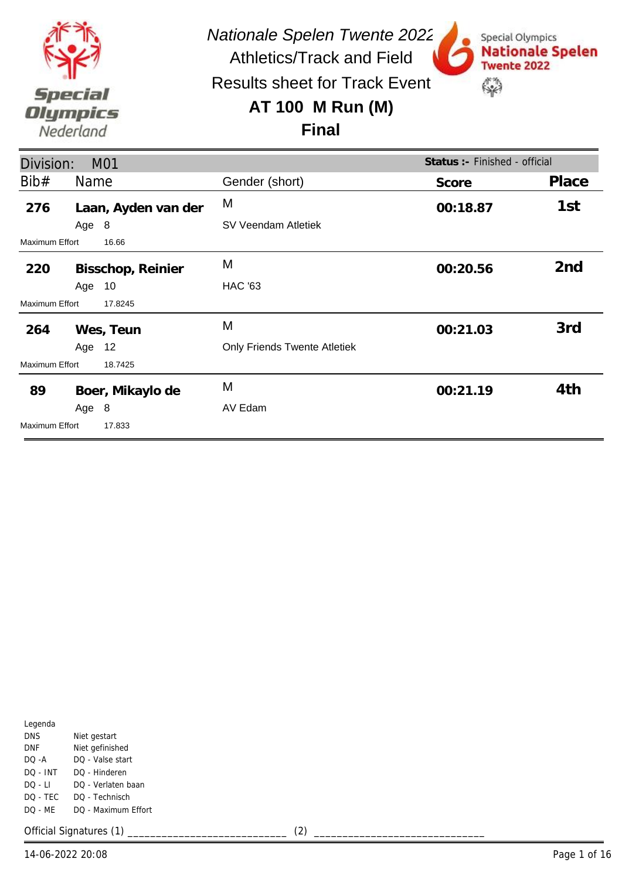*Nationale Spelen Twente 2022*

Athletics/Track and Field

Results sheet for Track Event

## AT 100 M Run (M)

## Final

Division: M01 — **Status :-** Finished - official

| Bib# | Name | Gender (short) | Score | Place |
|---|---|---|---|---|
| **276** | **Laan, Ayden van der**<br>Age 8<br>Maximum Effort 16.66 | M<br>SV Veendam Atletiek | **00:18.87** | **1st** |
| **220** | **Bisschop, Reinier**<br>Age 10<br>Maximum Effort 17.8245 | M<br>HAC '63 | **00:20.56** | **2nd** |
| **264** | **Wes, Teun**<br>Age 12<br>Maximum Effort 18.7425 | M<br>Only Friends Twente Atletiek | **00:21.03** | **3rd** |
| **89** | **Boer, Mikaylo de**<br>Age 8<br>Maximum Effort 17.833 | M<br>AV Edam | **00:21.19** | **4th** |

Legenda

| | |
|---|---|
| DNS | Niet gestart |
| DNF | Niet gefinished |
| DQ -A | DQ - Valse start |
| DQ - INT | DQ - Hinderen |
| DQ - LI | DQ - Verlaten baan |
| DQ - TEC | DQ - Technisch |
| DQ - ME | DQ - Maximum Effort |

Official Signatures (1) ___________________________ (2) ____________________________

14-06-2022 20:08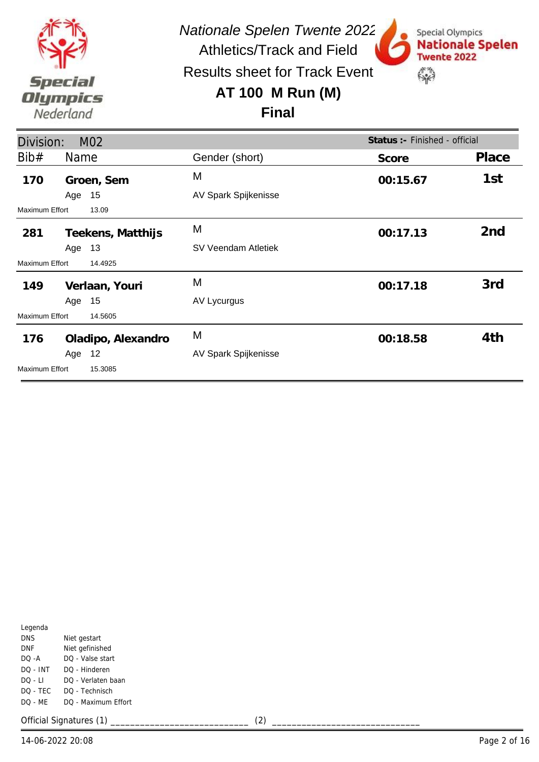*Nationale Spelen Twente 2022*

Athletics/Track and Field

Results sheet for Track Event

# AT 100 M Run (M)

## Final

Division: M02 — **Status :-** Finished - official

| Bib# | Name | Age | Maximum Effort | Gender (short) | Club | Score | Place |
|---|---|---|---|---|---|---|---|
| **170** | **Groen, Sem** | 15 | 13.09 | M | AV Spark Spijkenisse | **00:15.67** | **1st** |
| **281** | **Teekens, Matthijs** | 13 | 14.4925 | M | SV Veendam Atletiek | **00:17.13** | **2nd** |
| **149** | **Verlaan, Youri** | 15 | 14.5605 | M | AV Lycurgus | **00:17.18** | **3rd** |
| **176** | **Oladipo, Alexandro** | 12 | 15.3085 | M | AV Spark Spijkenisse | **00:18.58** | **4th** |

Legenda

| | |
|---|---|
| DNS | Niet gestart |
| DNF | Niet gefinished |
| DQ -A | DQ - Valse start |
| DQ - INT | DQ - Hinderen |
| DQ - LI | DQ - Verlaten baan |
| DQ - TEC | DQ - Technisch |
| DQ - ME | DQ - Maximum Effort |

Official Signatures (1) ___________________________ (2) ____________________________

14-06-2022 20:08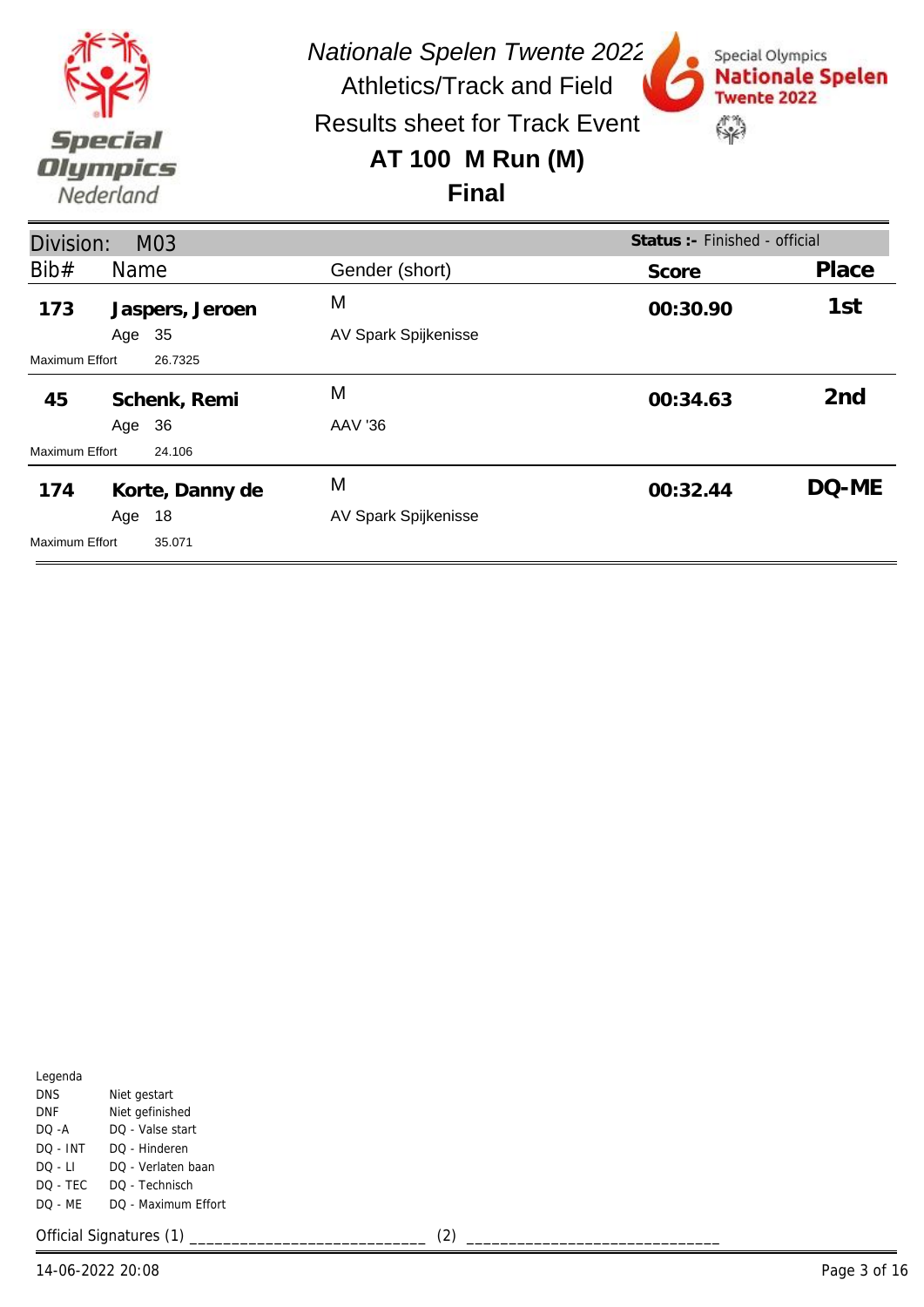# *Nationale Spelen Twente 2022*

## Athletics/Track and Field

## Results sheet for Track Event

## AT 100 M Run (M)

## Final

**Division:** M03 — **Status :-** Finished - official

| Bib# | Name | Gender (short) | Score | Place |
|---|---|---|---|---|
| **173** | **Jaspers, Jeroen** | M | **00:30.90** | **1st** |
| | Age 35 | AV Spark Spijkenisse | | |
| Maximum Effort | 26.7325 | | | |
| **45** | **Schenk, Remi** | M | **00:34.63** | **2nd** |
| | Age 36 | AAV '36 | | |
| Maximum Effort | 24.106 | | | |
| **174** | **Korte, Danny de** | M | **00:32.44** | **DQ-ME** |
| | Age 18 | AV Spark Spijkenisse | | |
| Maximum Effort | 35.071 | | | |

Legenda

| | |
|---|---|
| DNS | Niet gestart |
| DNF | Niet gefinished |
| DQ -A | DQ - Valse start |
| DQ - INT | DQ - Hinderen |
| DQ - LI | DQ - Verlaten baan |
| DQ - TEC | DQ - Technisch |
| DQ - ME | DQ - Maximum Effort |

Official Signatures (1) ___________________________ (2) ____________________________

14-06-2022 20:08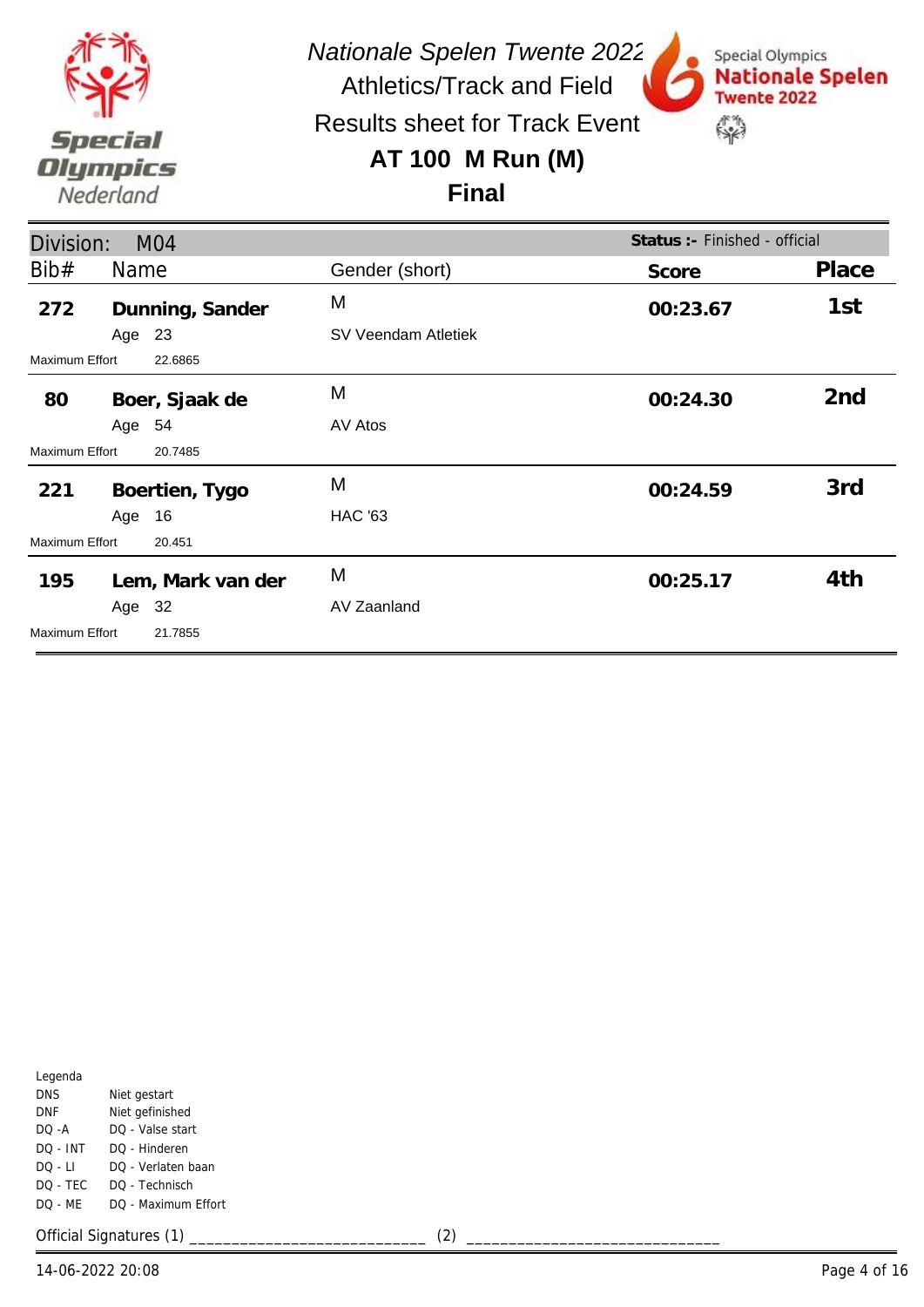*Nationale Spelen Twente 2022*

Athletics/Track and Field

Results sheet for Track Event

## AT 100 M Run (M)

## Final

Division: M04 — **Status :-** Finished - official

| Bib# | Name | Gender (short) | Score | Place |
|---|---|---|---|---|
| **272** | **Dunning, Sander** Age 23 | M SV Veendam Atletiek | **00:23.67** | **1st** |
| | Maximum Effort 22.6865 | | | |
| **80** | **Boer, Sjaak de** Age 54 | M AV Atos | **00:24.30** | **2nd** |
| | Maximum Effort 20.7485 | | | |
| **221** | **Boertien, Tygo** Age 16 | M HAC '63 | **00:24.59** | **3rd** |
| | Maximum Effort 20.451 | | | |
| **195** | **Lem, Mark van der** Age 32 | M AV Zaanland | **00:25.17** | **4th** |
| | Maximum Effort 21.7855 | | | |

Legenda

| | |
|---|---|
| DNS | Niet gestart |
| DNF | Niet gefinished |
| DQ -A | DQ - Valse start |
| DQ - INT | DQ - Hinderen |
| DQ - LI | DQ - Verlaten baan |
| DQ - TEC | DQ - Technisch |
| DQ - ME | DQ - Maximum Effort |

Official Signatures (1) ___________________________ (2) ____________________________

14-06-2022 20:08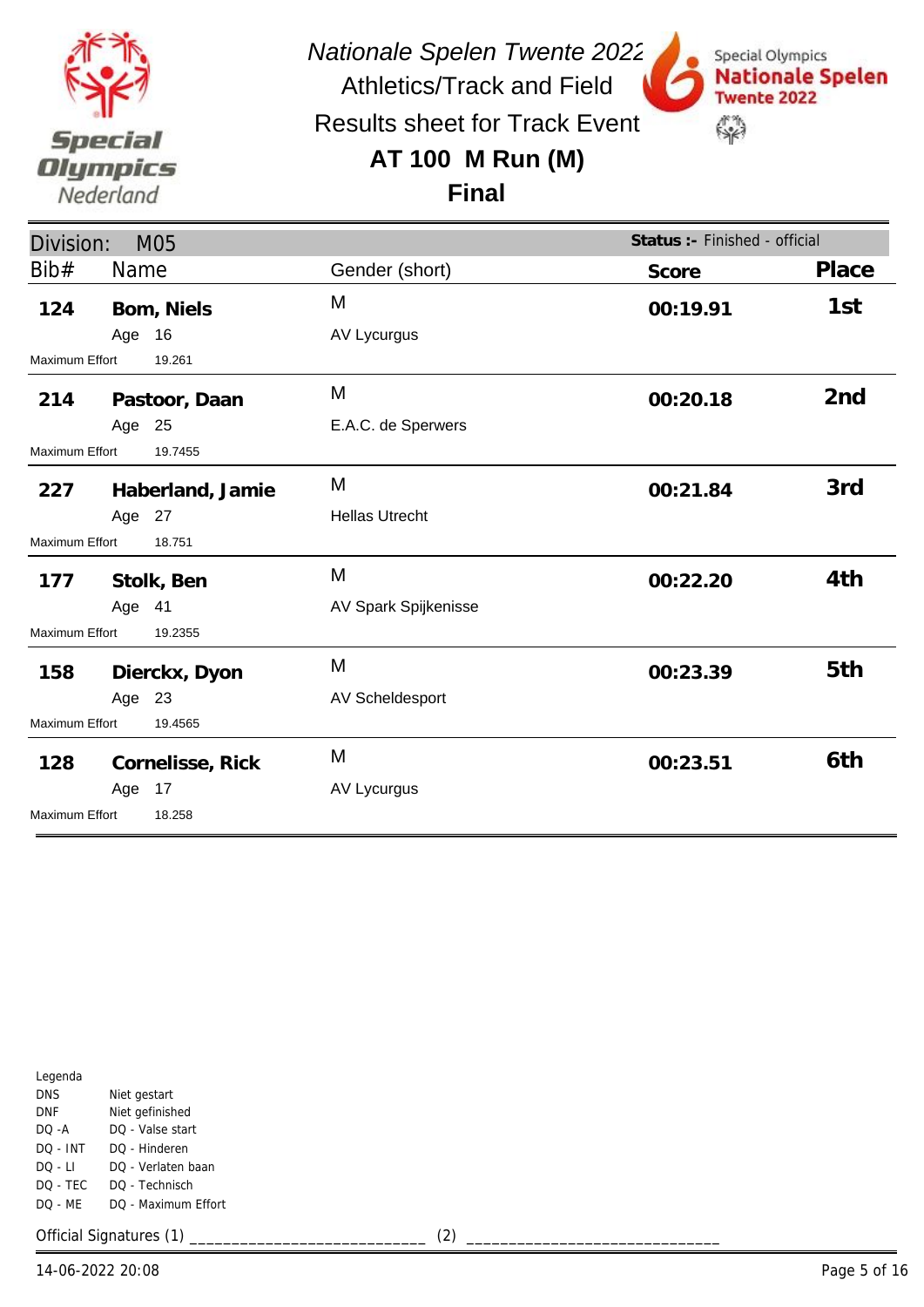*Nationale Spelen Twente 2022*

Athletics/Track and Field

Results sheet for Track Event

# AT 100 M Run (M)

## Final

**Division:** M05 — **Status :-** Finished - official

| Bib# | Name | Gender (short) | Score | Place |
|---|---|---|---|---|
| **124** | **Bom, Niels**<br>Age 16<br>Maximum Effort 19.261 | M<br>AV Lycurgus | **00:19.91** | **1st** |
| **214** | **Pastoor, Daan**<br>Age 25<br>Maximum Effort 19.7455 | M<br>E.A.C. de Sperwers | **00:20.18** | **2nd** |
| **227** | **Haberland, Jamie**<br>Age 27<br>Maximum Effort 18.751 | M<br>Hellas Utrecht | **00:21.84** | **3rd** |
| **177** | **Stolk, Ben**<br>Age 41<br>Maximum Effort 19.2355 | M<br>AV Spark Spijkenisse | **00:22.20** | **4th** |
| **158** | **Dierckx, Dyon**<br>Age 23<br>Maximum Effort 19.4565 | M<br>AV Scheldesport | **00:23.39** | **5th** |
| **128** | **Cornelisse, Rick**<br>Age 17<br>Maximum Effort 18.258 | M<br>AV Lycurgus | **00:23.51** | **6th** |

Legenda

| | |
|---|---|
| DNS | Niet gestart |
| DNF | Niet gefinished |
| DQ -A | DQ - Valse start |
| DQ - INT | DQ - Hinderen |
| DQ - LI | DQ - Verlaten baan |
| DQ - TEC | DQ - Technisch |
| DQ - ME | DQ - Maximum Effort |

Official Signatures (1) ___________________________ (2) ____________________________

14-06-2022 20:08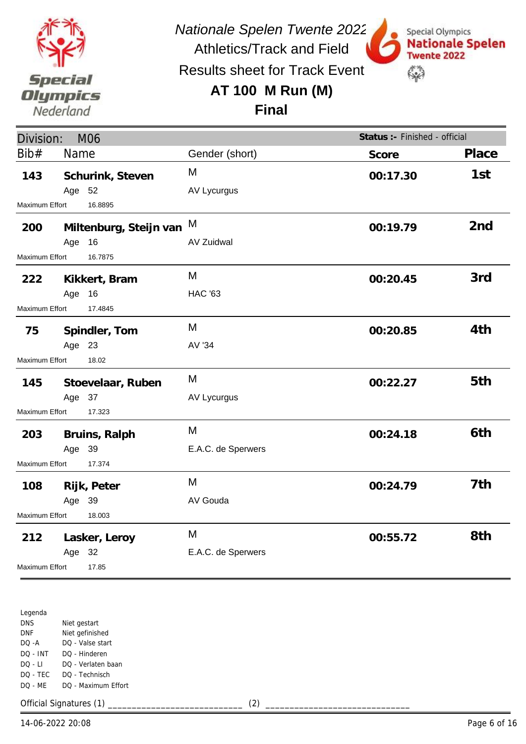# Nationale Spelen Twente 2022

Athletics/Track and Field

Results sheet for Track Event

## AT 100 M Run (M)

## Final

**Division:** M06 — **Status :-** Finished - official

| Bib# | Name | Age | Gender (short) | Club | Maximum Effort | Score | Place |
|---|---|---|---|---|---|---|---|
| 143 | **Schurink, Steven** | 52 | M | AV Lycurgus | 16.8895 | **00:17.30** | **1st** |
| 200 | **Miltenburg, Steijn van** | 16 | M | AV Zuidwal | 16.7875 | **00:19.79** | **2nd** |
| 222 | **Kikkert, Bram** | 16 | M | HAC '63 | 17.4845 | **00:20.45** | **3rd** |
| 75 | **Spindler, Tom** | 23 | M | AV '34 | 18.02 | **00:20.85** | **4th** |
| 145 | **Stoevelaar, Ruben** | 37 | M | AV Lycurgus | 17.323 | **00:22.27** | **5th** |
| 203 | **Bruins, Ralph** | 39 | M | E.A.C. de Sperwers | 17.374 | **00:24.18** | **6th** |
| 108 | **Rijk, Peter** | 39 | M | AV Gouda | 18.003 | **00:24.79** | **7th** |
| 212 | **Lasker, Leroy** | 32 | M | E.A.C. de Sperwers | 17.85 | **00:55.72** | **8th** |

Legenda

| | |
|---|---|
| DNS | Niet gestart |
| DNF | Niet gefinished |
| DQ -A | DQ - Valse start |
| DQ - INT | DQ - Hinderen |
| DQ - LI | DQ - Verlaten baan |
| DQ - TEC | DQ - Technisch |
| DQ - ME | DQ - Maximum Effort |

Official Signatures (1) ___________________________ (2) ____________________________

14-06-2022 20:08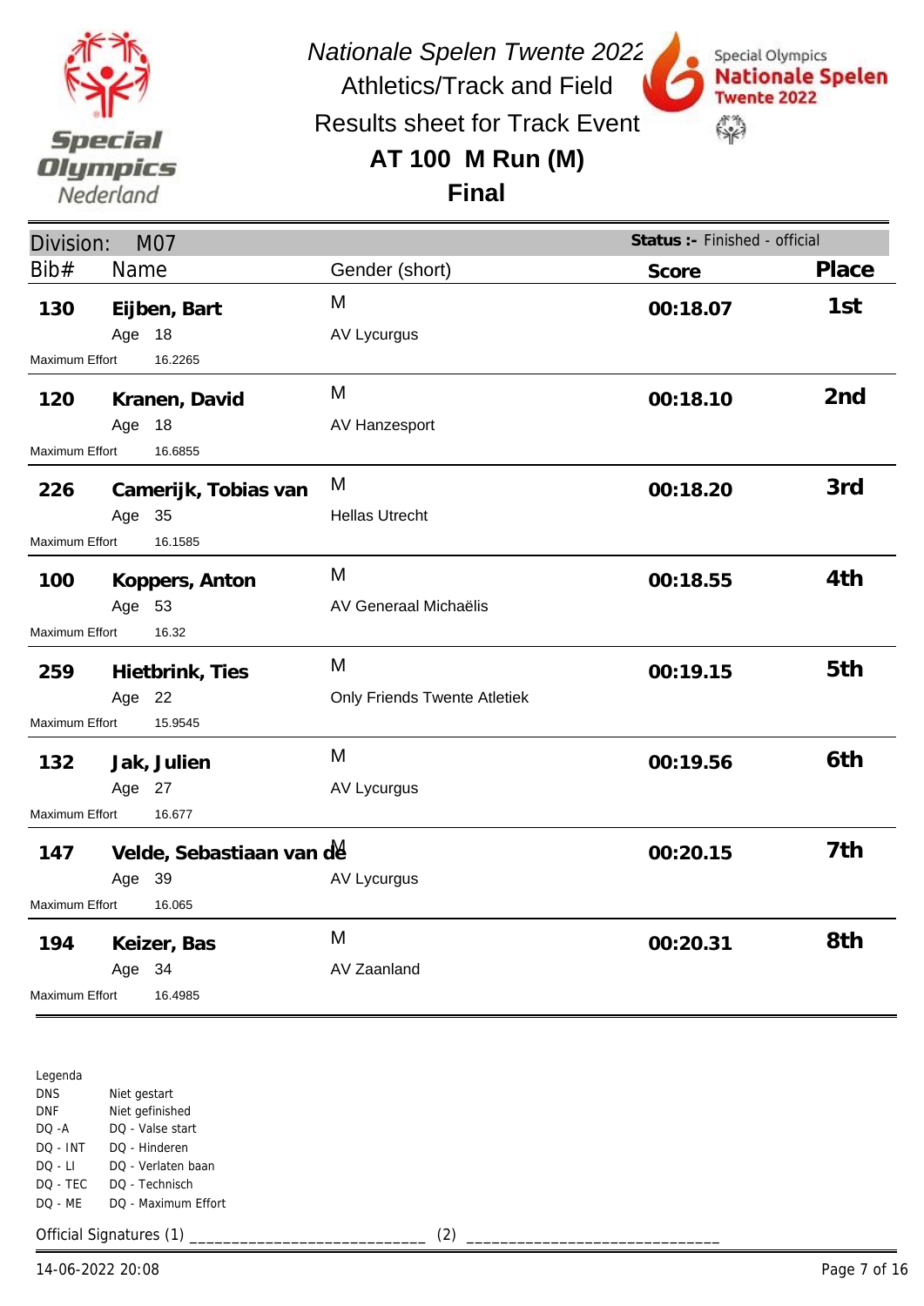# Nationale Spelen Twente 2022

Athletics/Track and Field

Results sheet for Track Event

## AT 100 M Run (M)

## Final

**Division:** M07 — **Status :-** Finished - official

| Bib# | Name | Age | Gender (short) | Club | Maximum Effort | Score | Place |
|---|---|---|---|---|---|---|---|
| 130 | **Eijben, Bart** | 18 | M | AV Lycurgus | 16.2265 | **00:18.07** | **1st** |
| 120 | **Kranen, David** | 18 | M | AV Hanzesport | 16.6855 | **00:18.10** | **2nd** |
| 226 | **Camerijk, Tobias van** | 35 | M | Hellas Utrecht | 16.1585 | **00:18.20** | **3rd** |
| 100 | **Koppers, Anton** | 53 | M | AV Generaal Michaëlis | 16.32 | **00:18.55** | **4th** |
| 259 | **Hietbrink, Ties** | 22 | M | Only Friends Twente Atletiek | 15.9545 | **00:19.15** | **5th** |
| 132 | **Jak, Julien** | 27 | M | AV Lycurgus | 16.677 | **00:19.56** | **6th** |
| 147 | **Velde, Sebastiaan van de** | 39 | M | AV Lycurgus | 16.065 | **00:20.15** | **7th** |
| 194 | **Keizer, Bas** | 34 | M | AV Zaanland | 16.4985 | **00:20.31** | **8th** |

Legenda

| | |
|---|---|
| DNS | Niet gestart |
| DNF | Niet gefinished |
| DQ -A | DQ - Valse start |
| DQ - INT | DQ - Hinderen |
| DQ - LI | DQ - Verlaten baan |
| DQ - TEC | DQ - Technisch |
| DQ - ME | DQ - Maximum Effort |

Official Signatures (1) ___________________________ (2) ____________________________

14-06-2022 20:08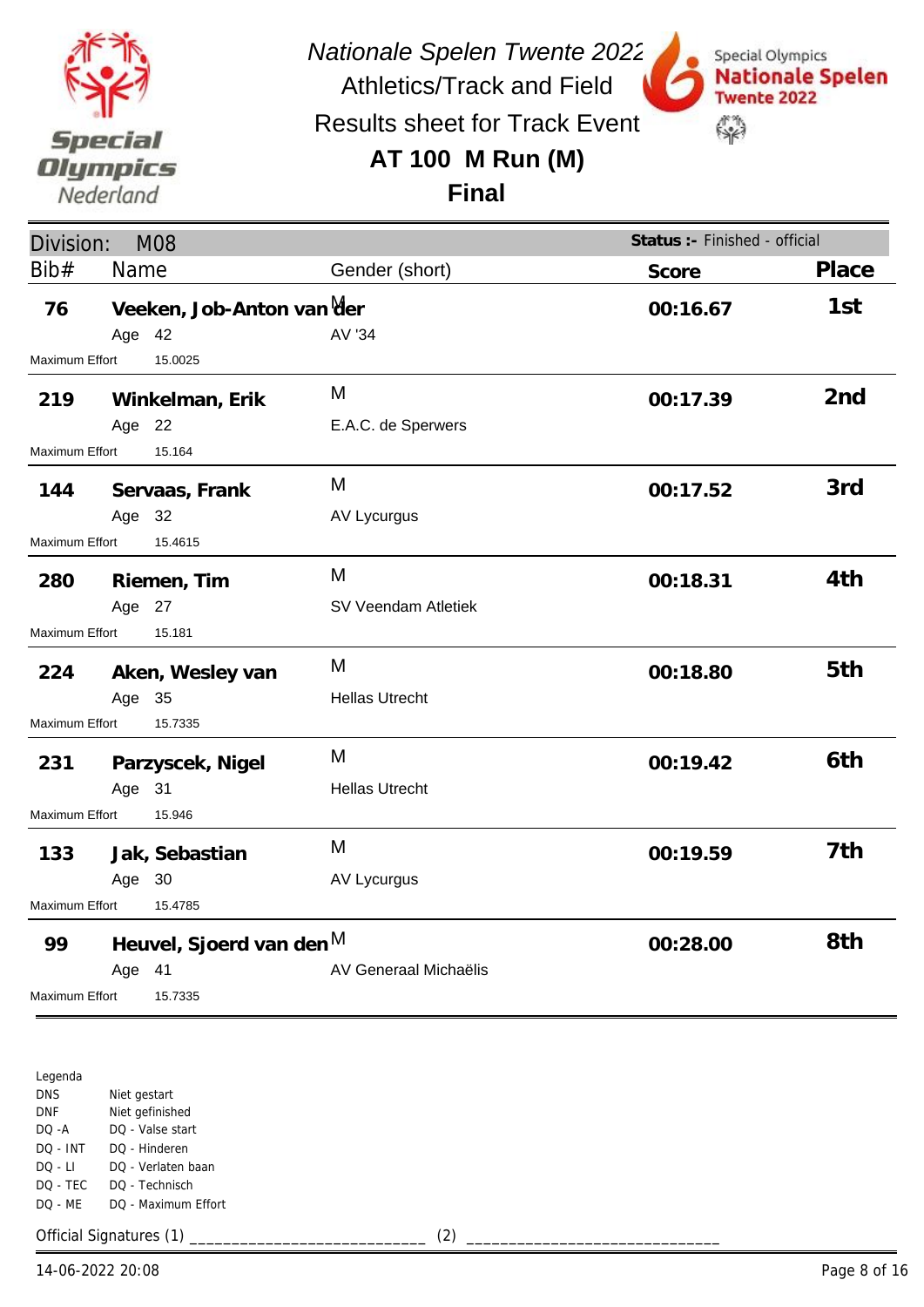*Nationale Spelen Twente 2022*

Athletics/Track and Field

Results sheet for Track Event

# AT 100 M Run (M)

## Final

**Division:** M08 — **Status :-** Finished - official

| Bib# | Name | Gender (short) | Score | Place |
|---|---|---|---|---|
| 76 | **Veeken, Job-Anton van der** | M | **00:16.67** | **1st** |
| | Age 42 | AV '34 | | |
| | Maximum Effort 15.0025 | | | |
| 219 | **Winkelman, Erik** | M | **00:17.39** | **2nd** |
| | Age 22 | E.A.C. de Sperwers | | |
| | Maximum Effort 15.164 | | | |
| 144 | **Servaas, Frank** | M | **00:17.52** | **3rd** |
| | Age 32 | AV Lycurgus | | |
| | Maximum Effort 15.4615 | | | |
| 280 | **Riemen, Tim** | M | **00:18.31** | **4th** |
| | Age 27 | SV Veendam Atletiek | | |
| | Maximum Effort 15.181 | | | |
| 224 | **Aken, Wesley van** | M | **00:18.80** | **5th** |
| | Age 35 | Hellas Utrecht | | |
| | Maximum Effort 15.7335 | | | |
| 231 | **Parzyscek, Nigel** | M | **00:19.42** | **6th** |
| | Age 31 | Hellas Utrecht | | |
| | Maximum Effort 15.946 | | | |
| 133 | **Jak, Sebastian** | M | **00:19.59** | **7th** |
| | Age 30 | AV Lycurgus | | |
| | Maximum Effort 15.4785 | | | |
| 99 | **Heuvel, Sjoerd van den** | M | **00:28.00** | **8th** |
| | Age 41 | AV Generaal Michaëlis | | |
| | Maximum Effort 15.7335 | | | |

Legenda

| | |
|---|---|
| DNS | Niet gestart |
| DNF | Niet gefinished |
| DQ -A | DQ - Valse start |
| DQ - INT | DQ - Hinderen |
| DQ - LI | DQ - Verlaten baan |
| DQ - TEC | DQ - Technisch |
| DQ - ME | DQ - Maximum Effort |

Official Signatures (1) ___________________________ (2) ____________________________

14-06-2022 20:08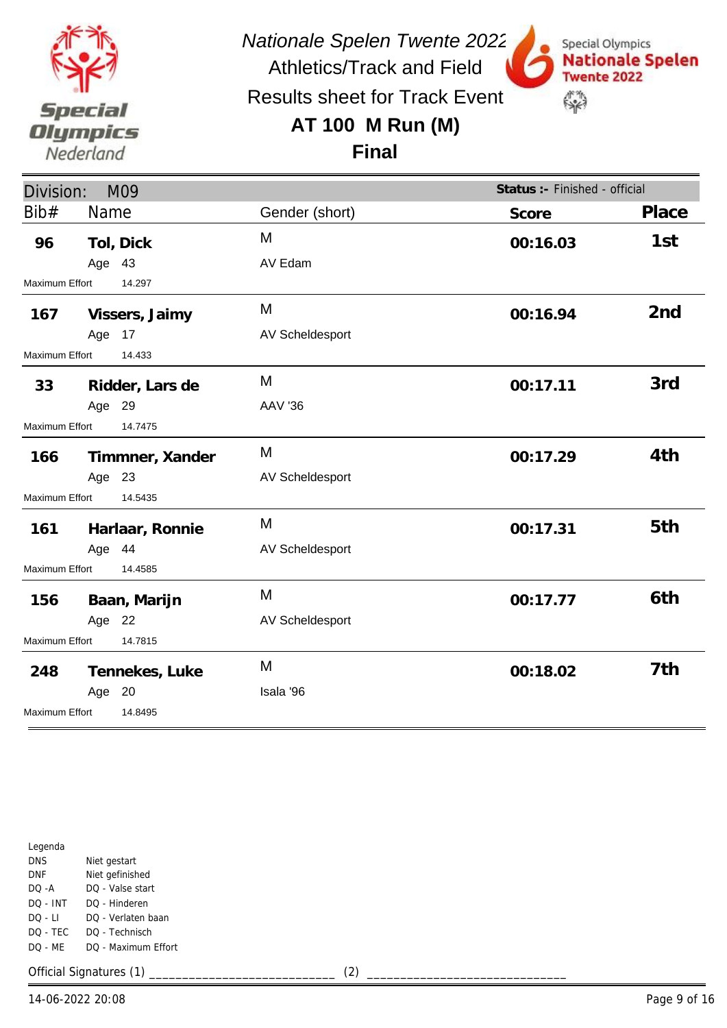# Nationale Spelen Twente 2022

Athletics/Track and Field

Results sheet for Track Event

## AT 100 M Run (M)

## Final

**Division: M09** — **Status :-** Finished - official

| Bib# | Name | Age | Maximum Effort | Gender (short) | Club | Score | Place |
|---|---|---|---|---|---|---|---|
| 96 | **Tol, Dick** | 43 | 14.297 | M | AV Edam | **00:16.03** | **1st** |
| 167 | **Vissers, Jaimy** | 17 | 14.433 | M | AV Scheldesport | **00:16.94** | **2nd** |
| 33 | **Ridder, Lars de** | 29 | 14.7475 | M | AAV '36 | **00:17.11** | **3rd** |
| 166 | **Timmner, Xander** | 23 | 14.5435 | M | AV Scheldesport | **00:17.29** | **4th** |
| 161 | **Harlaar, Ronnie** | 44 | 14.4585 | M | AV Scheldesport | **00:17.31** | **5th** |
| 156 | **Baan, Marijn** | 22 | 14.7815 | M | AV Scheldesport | **00:17.77** | **6th** |
| 248 | **Tennekes, Luke** | 20 | 14.8495 | M | Isala '96 | **00:18.02** | **7th** |

Legenda

| | |
|---|---|
| DNS | Niet gestart |
| DNF | Niet gefinished |
| DQ -A | DQ - Valse start |
| DQ - INT | DQ - Hinderen |
| DQ - LI | DQ - Verlaten baan |
| DQ - TEC | DQ - Technisch |
| DQ - ME | DQ - Maximum Effort |

Official Signatures (1) ___________________________ (2) ____________________________

14-06-2022 20:08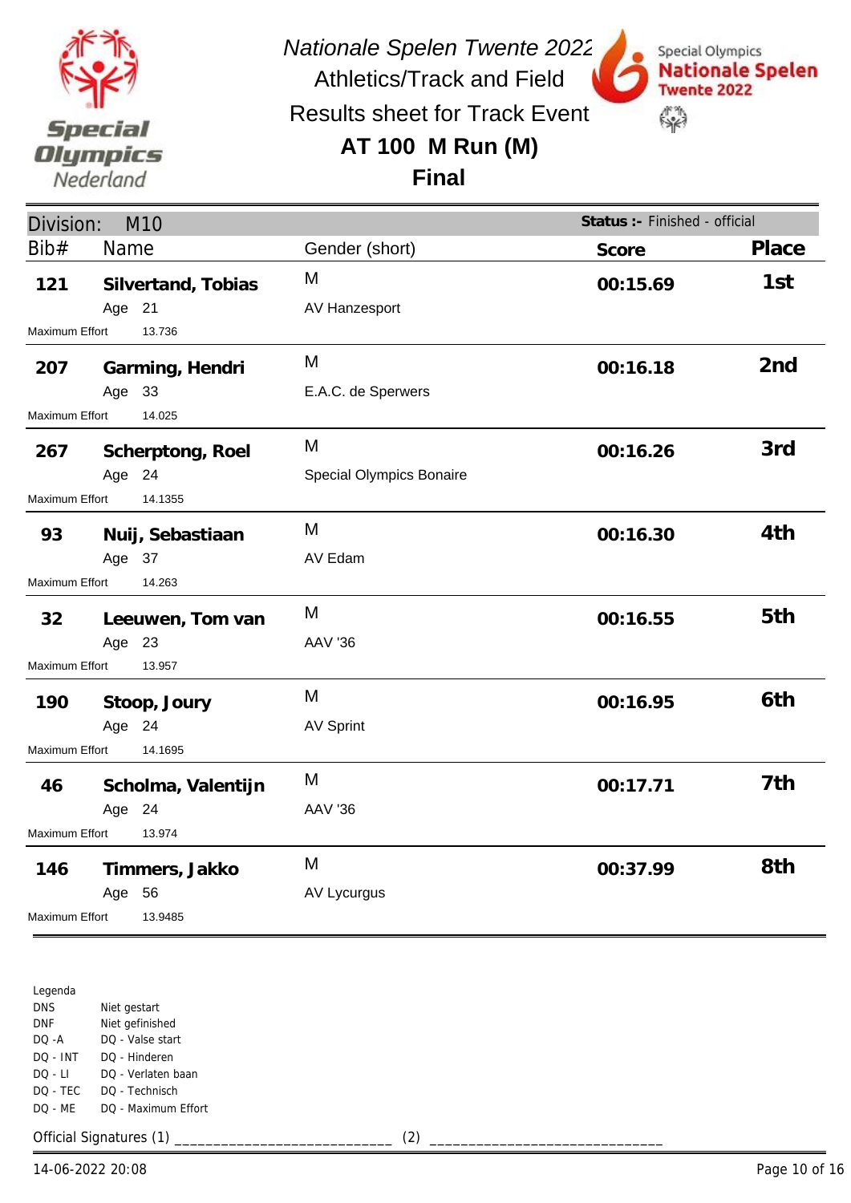*Nationale Spelen Twente 2022*

Athletics/Track and Field

Results sheet for Track Event

# AT 100 M Run (M)

## Final

**Division:** M10 — **Status :-** Finished - official

| Bib# | Name | Gender (short) | Score | Place |
|---|---|---|---|---|
| **121** | **Silvertand, Tobias**<br>Age 21<br>Maximum Effort 13.736 | M<br>AV Hanzesport | **00:15.69** | **1st** |
| **207** | **Garming, Hendri**<br>Age 33<br>Maximum Effort 14.025 | M<br>E.A.C. de Sperwers | **00:16.18** | **2nd** |
| **267** | **Scherptong, Roel**<br>Age 24<br>Maximum Effort 14.1355 | M<br>Special Olympics Bonaire | **00:16.26** | **3rd** |
| **93** | **Nuij, Sebastiaan**<br>Age 37<br>Maximum Effort 14.263 | M<br>AV Edam | **00:16.30** | **4th** |
| **32** | **Leeuwen, Tom van**<br>Age 23<br>Maximum Effort 13.957 | M<br>AAV '36 | **00:16.55** | **5th** |
| **190** | **Stoop, Joury**<br>Age 24<br>Maximum Effort 14.1695 | M<br>AV Sprint | **00:16.95** | **6th** |
| **46** | **Scholma, Valentijn**<br>Age 24<br>Maximum Effort 13.974 | M<br>AAV '36 | **00:17.71** | **7th** |
| **146** | **Timmers, Jakko**<br>Age 56<br>Maximum Effort 13.9485 | M<br>AV Lycurgus | **00:37.99** | **8th** |

Legenda

| | |
|---|---|
| DNS | Niet gestart |
| DNF | Niet gefinished |
| DQ -A | DQ - Valse start |
| DQ - INT | DQ - Hinderen |
| DQ - LI | DQ - Verlaten baan |
| DQ - TEC | DQ - Technisch |
| DQ - ME | DQ - Maximum Effort |

Official Signatures (1) ___________________________ (2) ____________________________

14-06-2022 20:08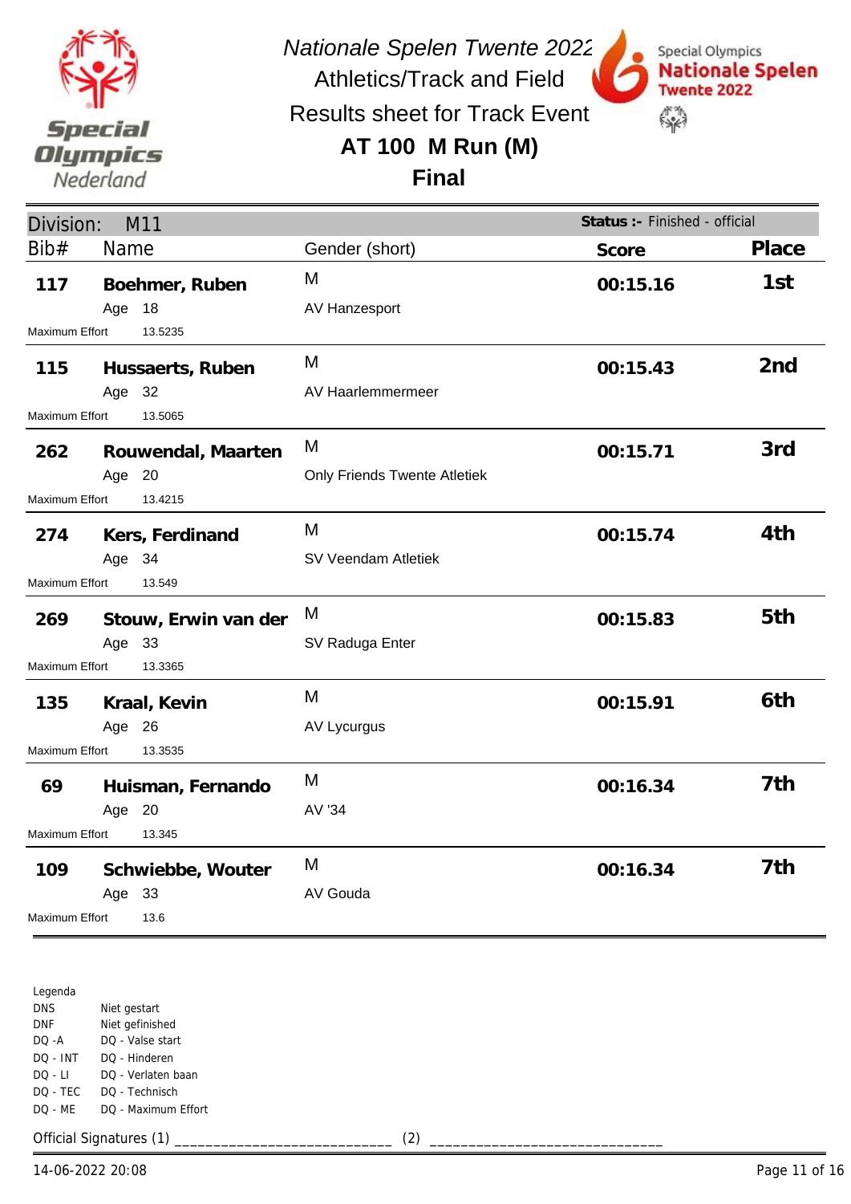*Nationale Spelen Twente 2022*

Athletics/Track and Field

Results sheet for Track Event

## AT 100 M Run (M)

## Final

Division: M11 — **Status :-** Finished - official

| Bib# | Name | Gender (short) | Score | Place |
|---|---|---|---|---|
| **117** | **Boehmer, Ruben**<br>Age 18<br>Maximum Effort 13.5235 | M<br>AV Hanzesport | **00:15.16** | **1st** |
| **115** | **Hussaerts, Ruben**<br>Age 32<br>Maximum Effort 13.5065 | M<br>AV Haarlemmermeer | **00:15.43** | **2nd** |
| **262** | **Rouwendal, Maarten**<br>Age 20<br>Maximum Effort 13.4215 | M<br>Only Friends Twente Atletiek | **00:15.71** | **3rd** |
| **274** | **Kers, Ferdinand**<br>Age 34<br>Maximum Effort 13.549 | M<br>SV Veendam Atletiek | **00:15.74** | **4th** |
| **269** | **Stouw, Erwin van der**<br>Age 33<br>Maximum Effort 13.3365 | M<br>SV Raduga Enter | **00:15.83** | **5th** |
| **135** | **Kraal, Kevin**<br>Age 26<br>Maximum Effort 13.3535 | M<br>AV Lycurgus | **00:15.91** | **6th** |
| **69** | **Huisman, Fernando**<br>Age 20<br>Maximum Effort 13.345 | M<br>AV '34 | **00:16.34** | **7th** |
| **109** | **Schwiebbe, Wouter**<br>Age 33<br>Maximum Effort 13.6 | M<br>AV Gouda | **00:16.34** | **7th** |

Legenda

| | |
|---|---|
| DNS | Niet gestart |
| DNF | Niet gefinished |
| DQ -A | DQ - Valse start |
| DQ - INT | DQ - Hinderen |
| DQ - LI | DQ - Verlaten baan |
| DQ - TEC | DQ - Technisch |
| DQ - ME | DQ - Maximum Effort |

Official Signatures (1) ___________________________ (2) ____________________________

14-06-2022 20:08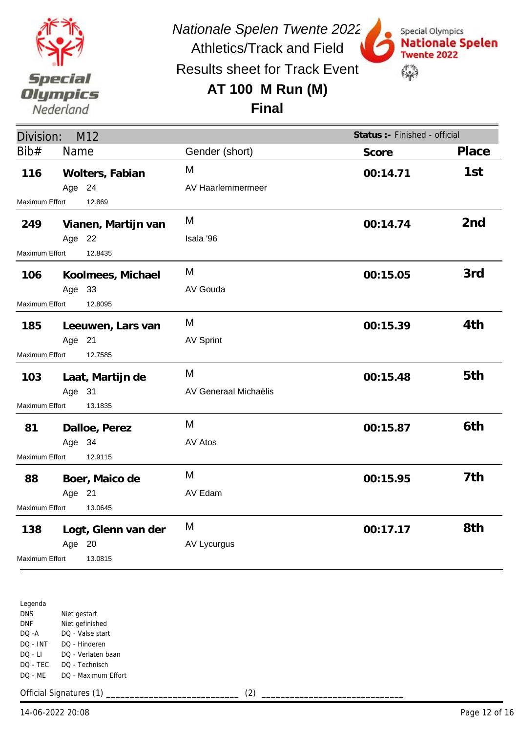*Nationale Spelen Twente 2022*

Athletics/Track and Field

Results sheet for Track Event

# AT 100 M Run (M)

## Final

Division: M12 — **Status :-** Finished - official

| Bib# | Name | Age | Gender (short) | Club | Maximum Effort | Score | Place |
|---|---|---|---|---|---|---|---|
| 116 | **Wolters, Fabian** | 24 | M | AV Haarlemmermeer | 12.869 | **00:14.71** | **1st** |
| 249 | **Vianen, Martijn van** | 22 | M | Isala '96 | 12.8435 | **00:14.74** | **2nd** |
| 106 | **Koolmees, Michael** | 33 | M | AV Gouda | 12.8095 | **00:15.05** | **3rd** |
| 185 | **Leeuwen, Lars van** | 21 | M | AV Sprint | 12.7585 | **00:15.39** | **4th** |
| 103 | **Laat, Martijn de** | 31 | M | AV Generaal Michaëlis | 13.1835 | **00:15.48** | **5th** |
| 81 | **Dalloe, Perez** | 34 | M | AV Atos | 12.9115 | **00:15.87** | **6th** |
| 88 | **Boer, Maico de** | 21 | M | AV Edam | 13.0645 | **00:15.95** | **7th** |
| 138 | **Logt, Glenn van der** | 20 | M | AV Lycurgus | 13.0815 | **00:17.17** | **8th** |

Legenda

| | |
|---|---|
| DNS | Niet gestart |
| DNF | Niet gefinished |
| DQ -A | DQ - Valse start |
| DQ - INT | DQ - Hinderen |
| DQ - LI | DQ - Verlaten baan |
| DQ - TEC | DQ - Technisch |
| DQ - ME | DQ - Maximum Effort |

Official Signatures (1) ___________________________ (2) ____________________________

14-06-2022 20:08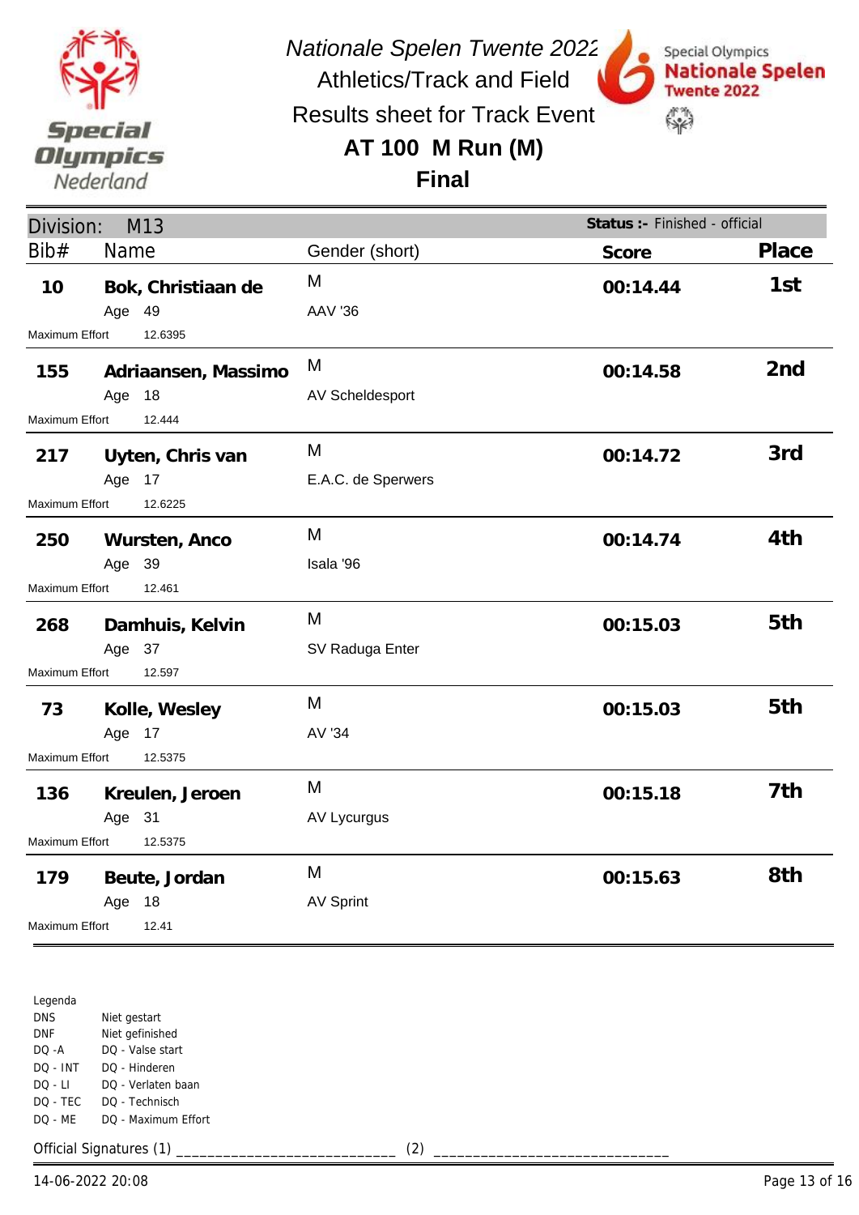# Nationale Spelen Twente 2022

## Athletics/Track and Field

## Results sheet for Track Event

## AT 100 M Run (M)

## Final

**Division:** M13 — **Status :-** Finished - official

| Bib# | Name | Gender (short) | Score | Place |
|---|---|---|---|---|
| 10 | **Bok, Christiaan de**<br>Age 49<br>Maximum Effort 12.6395 | M<br>AAV '36 | **00:14.44** | **1st** |
| 155 | **Adriaansen, Massimo**<br>Age 18<br>Maximum Effort 12.444 | M<br>AV Scheldesport | **00:14.58** | **2nd** |
| 217 | **Uyten, Chris van**<br>Age 17<br>Maximum Effort 12.6225 | M<br>E.A.C. de Sperwers | **00:14.72** | **3rd** |
| 250 | **Wursten, Anco**<br>Age 39<br>Maximum Effort 12.461 | M<br>Isala '96 | **00:14.74** | **4th** |
| 268 | **Damhuis, Kelvin**<br>Age 37<br>Maximum Effort 12.597 | M<br>SV Raduga Enter | **00:15.03** | **5th** |
| 73 | **Kolle, Wesley**<br>Age 17<br>Maximum Effort 12.5375 | M<br>AV '34 | **00:15.03** | **5th** |
| 136 | **Kreulen, Jeroen**<br>Age 31<br>Maximum Effort 12.5375 | M<br>AV Lycurgus | **00:15.18** | **7th** |
| 179 | **Beute, Jordan**<br>Age 18<br>Maximum Effort 12.41 | M<br>AV Sprint | **00:15.63** | **8th** |

Legenda

| | |
|---|---|
| DNS | Niet gestart |
| DNF | Niet gefinished |
| DQ -A | DQ - Valse start |
| DQ - INT | DQ - Hinderen |
| DQ - LI | DQ - Verlaten baan |
| DQ - TEC | DQ - Technisch |
| DQ - ME | DQ - Maximum Effort |

Official Signatures (1) ___________________________ (2) ____________________________

14-06-2022 20:08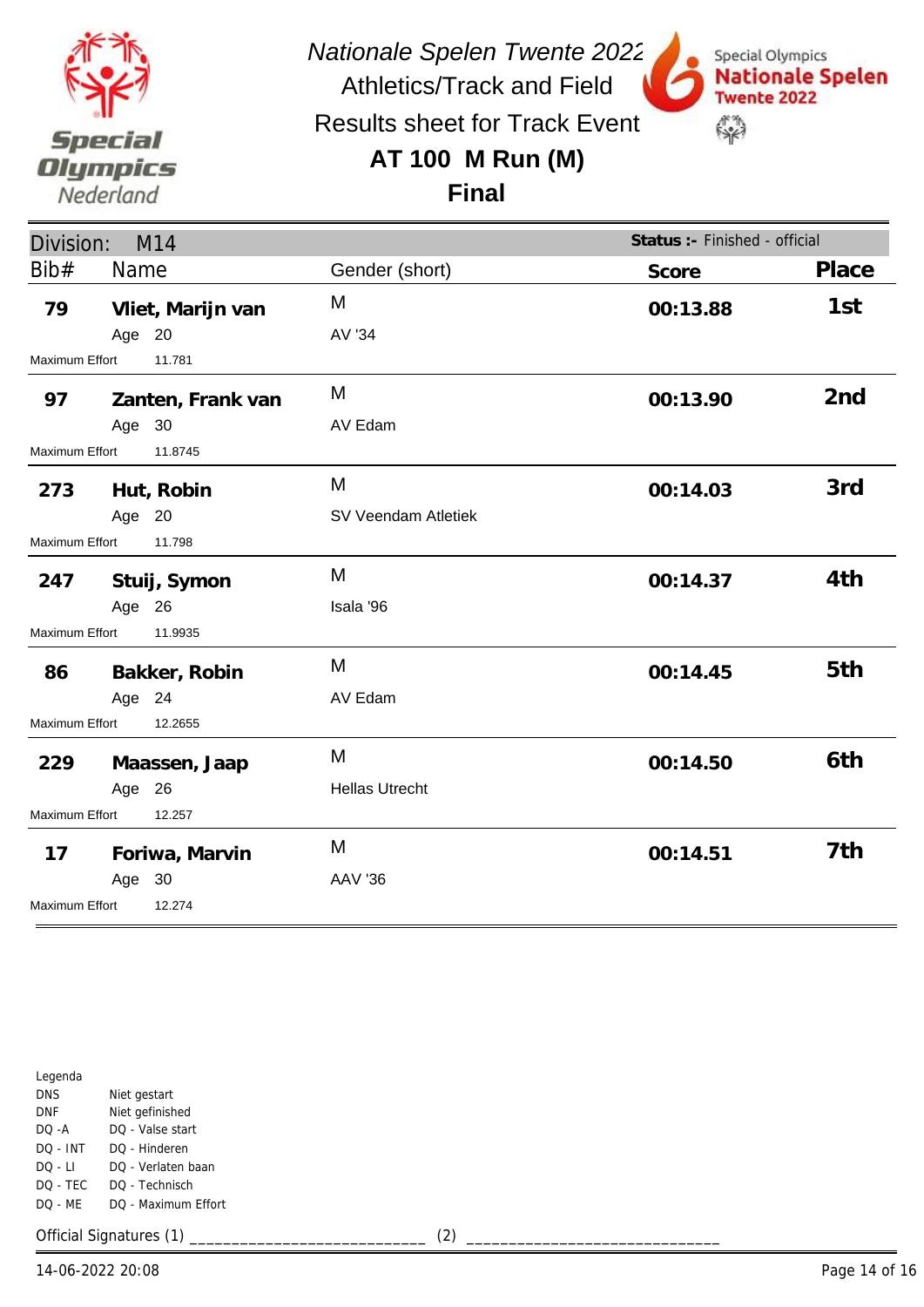*Nationale Spelen Twente 2022*

Athletics/Track and Field

Results sheet for Track Event

# AT 100 M Run (M)

## Final

Division: M14

**Status :-** Finished - official

| Bib# | Name | Gender (short) | Score | Place |
|---|---|---|---|---|
| **79** | **Vliet, Marijn van** Age 20 | M AV '34 | **00:13.88** | **1st** |
| | Maximum Effort 11.781 | | | |
| **97** | **Zanten, Frank van** Age 30 | M AV Edam | **00:13.90** | **2nd** |
| | Maximum Effort 11.8745 | | | |
| **273** | **Hut, Robin** Age 20 | M SV Veendam Atletiek | **00:14.03** | **3rd** |
| | Maximum Effort 11.798 | | | |
| **247** | **Stuij, Symon** Age 26 | M Isala '96 | **00:14.37** | **4th** |
| | Maximum Effort 11.9935 | | | |
| **86** | **Bakker, Robin** Age 24 | M AV Edam | **00:14.45** | **5th** |
| | Maximum Effort 12.2655 | | | |
| **229** | **Maassen, Jaap** Age 26 | M Hellas Utrecht | **00:14.50** | **6th** |
| | Maximum Effort 12.257 | | | |
| **17** | **Foriwa, Marvin** Age 30 | M AAV '36 | **00:14.51** | **7th** |
| | Maximum Effort 12.274 | | | |

Legenda

| | |
|---|---|
| DNS | Niet gestart |
| DNF | Niet gefinished |
| DQ -A | DQ - Valse start |
| DQ - INT | DQ - Hinderen |
| DQ - LI | DQ - Verlaten baan |
| DQ - TEC | DQ - Technisch |
| DQ - ME | DQ - Maximum Effort |

Official Signatures (1) ___________________________ (2) ____________________________

14-06-2022 20:08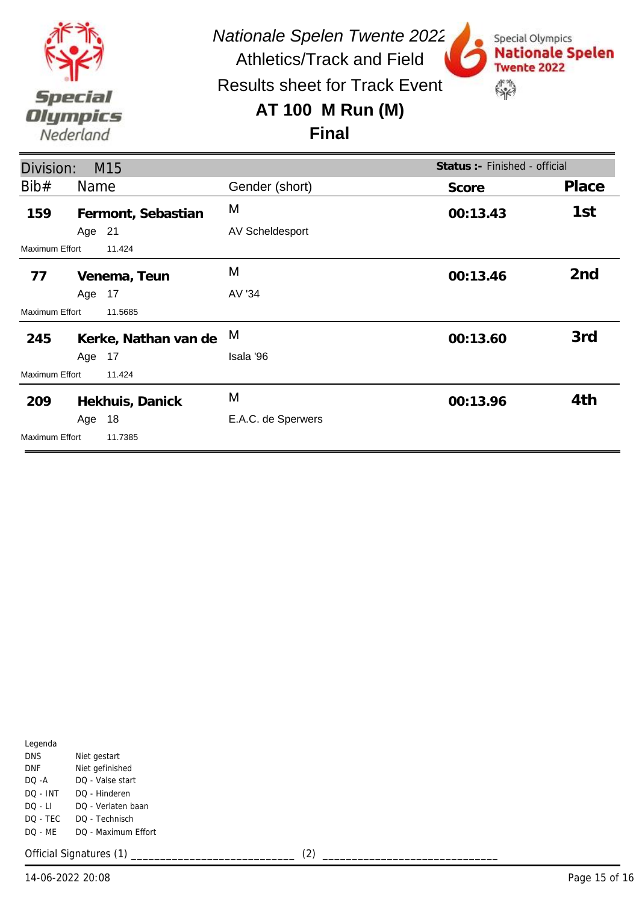*Nationale Spelen Twente 2022*

Athletics/Track and Field

Results sheet for Track Event

## AT 100 M Run (M)

## Final

**Division:** M15 — **Status :-** Finished - official

| Bib# | Name | Gender (short) | Score | Place |
|---|---|---|---|---|
| 159 | **Fermont, Sebastian** | M | 00:13.43 | 1st |
| | Age 21 | AV Scheldesport | | |
| | Maximum Effort 11.424 | | | |
| 77 | **Venema, Teun** | M | 00:13.46 | 2nd |
| | Age 17 | AV '34 | | |
| | Maximum Effort 11.5685 | | | |
| 245 | **Kerke, Nathan van de** | M | 00:13.60 | 3rd |
| | Age 17 | Isala '96 | | |
| | Maximum Effort 11.424 | | | |
| 209 | **Hekhuis, Danick** | M | 00:13.96 | 4th |
| | Age 18 | E.A.C. de Sperwers | | |
| | Maximum Effort 11.7385 | | | |

Legenda

| | |
|---|---|
| DNS | Niet gestart |
| DNF | Niet gefinished |
| DQ -A | DQ - Valse start |
| DQ - INT | DQ - Hinderen |
| DQ - LI | DQ - Verlaten baan |
| DQ - TEC | DQ - Technisch |
| DQ - ME | DQ - Maximum Effort |

Official Signatures (1) ___________________________ (2) ____________________________

14-06-2022 20:08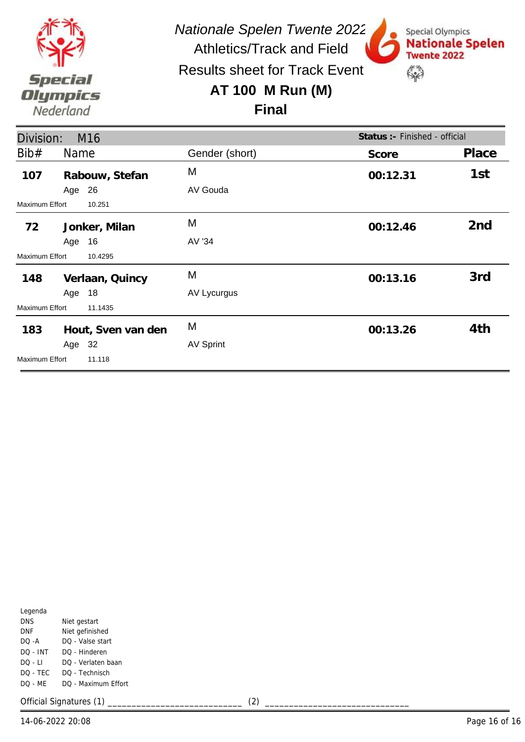*Nationale Spelen Twente 2022*

Athletics/Track and Field

Results sheet for Track Event

# AT 100 M Run (M)

## Final

**Division:** M16 — **Status :-** Finished - official

| Bib# | Name | Gender (short) | Score | Place |
|---|---|---|---|---|
| **107** | **Rabouw, Stefan** (Age 26) | M / AV Gouda | **00:12.31** | **1st** |
| | Maximum Effort 10.251 | | | |
| **72** | **Jonker, Milan** (Age 16) | M / AV '34 | **00:12.46** | **2nd** |
| | Maximum Effort 10.4295 | | | |
| **148** | **Verlaan, Quincy** (Age 18) | M / AV Lycurgus | **00:13.16** | **3rd** |
| | Maximum Effort 11.1435 | | | |
| **183** | **Hout, Sven van den** (Age 32) | M / AV Sprint | **00:13.26** | **4th** |
| | Maximum Effort 11.118 | | | |

Legenda

| | |
|---|---|
| DNS | Niet gestart |
| DNF | Niet gefinished |
| DQ -A | DQ - Valse start |
| DQ - INT | DQ - Hinderen |
| DQ - LI | DQ - Verlaten baan |
| DQ - TEC | DQ - Technisch |
| DQ - ME | DQ - Maximum Effort |

Official Signatures (1) ___________________________ (2) ____________________________

14-06-2022 20:08